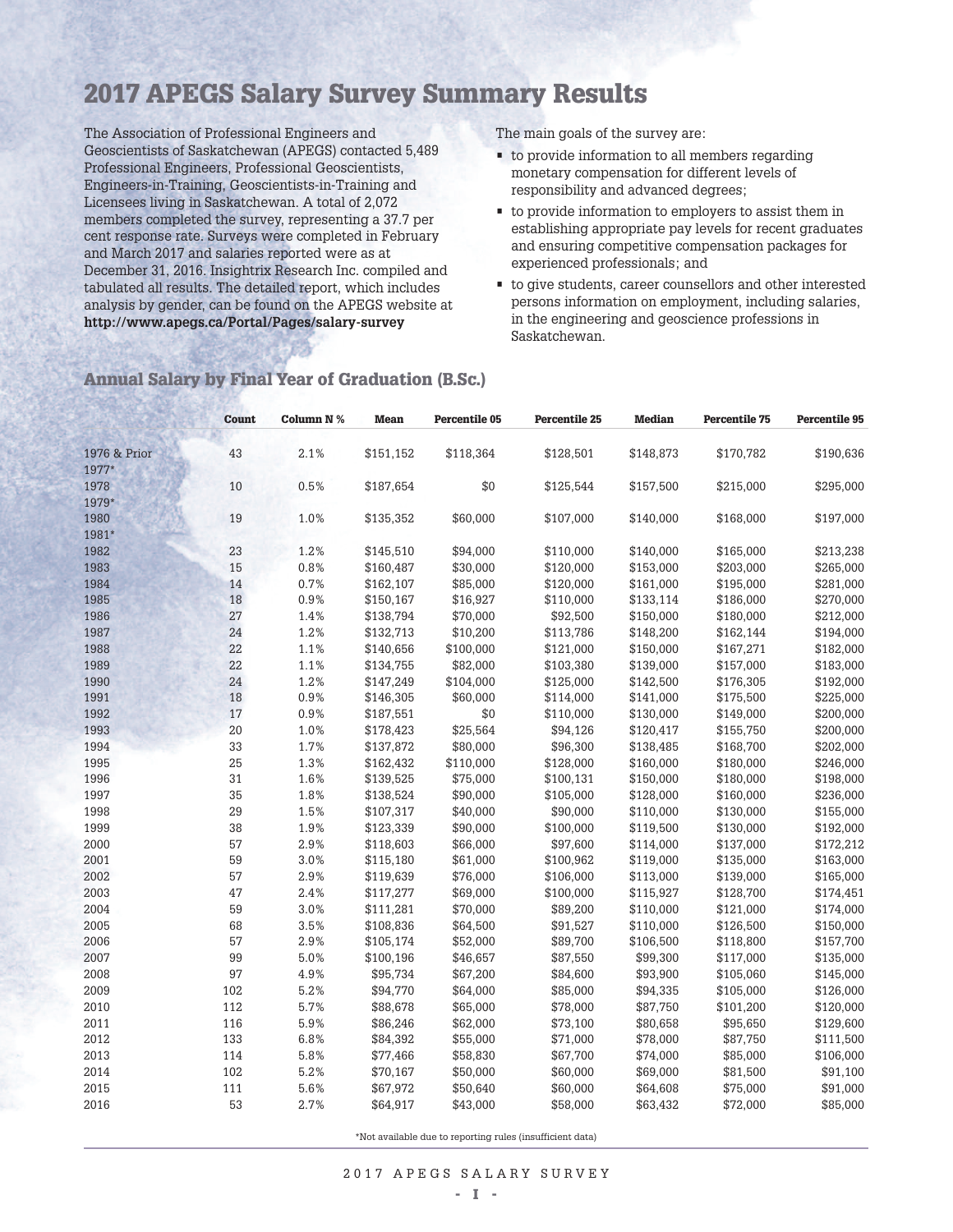# 2017 APEGS Salary Survey Summary Results

The Association of Professional Engineers and Geoscientists of Saskatchewan (APEGS) contacted 5,489 Professional Engineers, Professional Geoscientists, Engineers-in-Training, Geoscientists-in-Training and Licensees living in Saskatchewan. A total of 2,072 members completed the survey, representing a 37.7 per cent response rate. Surveys were completed in February and March 2017 and salaries reported were as at December 31, 2016. Insightrix Research Inc. compiled and tabulated all results. The detailed report, which includes analysis by gender, can be found on the APEGS website at **http://www.apegs.ca/Portal/Pages/salary-survey**

The main goals of the survey are:

- to provide information to all members regarding monetary compensation for different levels of responsibility and advanced degrees;
- to provide information to employers to assist them in establishing appropriate pay levels for recent graduates and ensuring competitive compensation packages for experienced professionals; and
- to give students, career counsellors and other interested persons information on employment, including salaries, in the engineering and geoscience professions in Saskatchewan.

## Annual Salary by Final Year of Graduation (B.Sc.)

| | Count | Column N % | Mean | Percentile 05 | Percentile 25 | Median | Percentile 75 | Percentile 95 |
|---|---|---|---|---|---|---|---|---|
| 1976 & Prior | 43 | 2.1% | $151,152 | $118,364 | $128,501 | $148,873 | $170,782 | $190,636 |
| 1977* | | | | | | | | |
| 1978 | 10 | 0.5% | $187,654 | $0 | $125,544 | $157,500 | $215,000 | $295,000 |
| 1979* | | | | | | | | |
| 1980 | 19 | 1.0% | $135,352 | $60,000 | $107,000 | $140,000 | $168,000 | $197,000 |
| 1981* | | | | | | | | |
| 1982 | 23 | 1.2% | $145,510 | $94,000 | $110,000 | $140,000 | $165,000 | $213,238 |
| 1983 | 15 | 0.8% | $160,487 | $30,000 | $120,000 | $153,000 | $203,000 | $265,000 |
| 1984 | 14 | 0.7% | $162,107 | $85,000 | $120,000 | $161,000 | $195,000 | $281,000 |
| 1985 | 18 | 0.9% | $150,167 | $16,927 | $110,000 | $133,114 | $186,000 | $270,000 |
| 1986 | 27 | 1.4% | $138,794 | $70,000 | $92,500 | $150,000 | $180,000 | $212,000 |
| 1987 | 24 | 1.2% | $132,713 | $10,200 | $113,786 | $148,200 | $162,144 | $194,000 |
| 1988 | 22 | 1.1% | $140,656 | $100,000 | $121,000 | $150,000 | $167,271 | $182,000 |
| 1989 | 22 | 1.1% | $134,755 | $82,000 | $103,380 | $139,000 | $157,000 | $183,000 |
| 1990 | 24 | 1.2% | $147,249 | $104,000 | $125,000 | $142,500 | $176,305 | $192,000 |
| 1991 | 18 | 0.9% | $146,305 | $60,000 | $114,000 | $141,000 | $175,500 | $225,000 |
| 1992 | 17 | 0.9% | $187,551 | $0 | $110,000 | $130,000 | $149,000 | $200,000 |
| 1993 | 20 | 1.0% | $178,423 | $25,564 | $94,126 | $120,417 | $155,750 | $200,000 |
| 1994 | 33 | 1.7% | $137,872 | $80,000 | $96,300 | $138,485 | $168,700 | $202,000 |
| 1995 | 25 | 1.3% | $162,432 | $110,000 | $128,000 | $160,000 | $180,000 | $246,000 |
| 1996 | 31 | 1.6% | $139,525 | $75,000 | $100,131 | $150,000 | $180,000 | $198,000 |
| 1997 | 35 | 1.8% | $138,524 | $90,000 | $105,000 | $128,000 | $160,000 | $236,000 |
| 1998 | 29 | 1.5% | $107,317 | $40,000 | $90,000 | $110,000 | $130,000 | $155,000 |
| 1999 | 38 | 1.9% | $123,339 | $90,000 | $100,000 | $119,500 | $130,000 | $192,000 |
| 2000 | 57 | 2.9% | $118,603 | $66,000 | $97,600 | $114,000 | $137,000 | $172,212 |
| 2001 | 59 | 3.0% | $115,180 | $61,000 | $100,962 | $119,000 | $135,000 | $163,000 |
| 2002 | 57 | 2.9% | $119,639 | $76,000 | $106,000 | $113,000 | $139,000 | $165,000 |
| 2003 | 47 | 2.4% | $117,277 | $69,000 | $100,000 | $115,927 | $128,700 | $174,451 |
| 2004 | 59 | 3.0% | $111,281 | $70,000 | $89,200 | $110,000 | $121,000 | $174,000 |
| 2005 | 68 | 3.5% | $108,836 | $64,500 | $91,527 | $110,000 | $126,500 | $150,000 |
| 2006 | 57 | 2.9% | $105,174 | $52,000 | $89,700 | $106,500 | $118,800 | $157,700 |
| 2007 | 99 | 5.0% | $100,196 | $46,657 | $87,550 | $99,300 | $117,000 | $135,000 |
| 2008 | 97 | 4.9% | $95,734 | $67,200 | $84,600 | $93,900 | $105,060 | $145,000 |
| 2009 | 102 | 5.2% | $94,770 | $64,000 | $85,000 | $94,335 | $105,000 | $126,000 |
| 2010 | 112 | 5.7% | $88,678 | $65,000 | $78,000 | $87,750 | $101,200 | $120,000 |
| 2011 | 116 | 5.9% | $86,246 | $62,000 | $73,100 | $80,658 | $95,650 | $129,600 |
| 2012 | 133 | 6.8% | $84,392 | $55,000 | $71,000 | $78,000 | $87,750 | $111,500 |
| 2013 | 114 | 5.8% | $77,466 | $58,830 | $67,700 | $74,000 | $85,000 | $106,000 |
| 2014 | 102 | 5.2% | $70,167 | $50,000 | $60,000 | $69,000 | $81,500 | $91,100 |
| 2015 | 111 | 5.6% | $67,972 | $50,640 | $60,000 | $64,608 | $75,000 | $91,000 |
| 2016 | 53 | 2.7% | $64,917 | $43,000 | $58,000 | $63,432 | $72,000 | $85,000 |

*Not available due to reporting rules (insufficient data)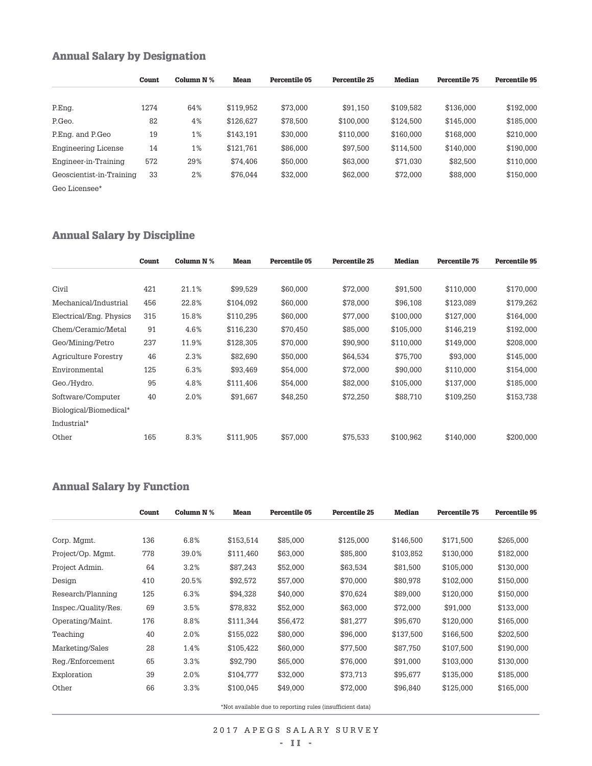## Annual Salary by Designation

| | Count | Column N % | Mean | Percentile 05 | Percentile 25 | Median | Percentile 75 | Percentile 95 |
|---|---|---|---|---|---|---|---|---|
| P.Eng. | 1274 | 64% | $119,952 | $73,000 | $91,150 | $109,582 | $136,000 | $192,000 |
| P.Geo. | 82 | 4% | $126,627 | $78,500 | $100,000 | $124,500 | $145,000 | $185,000 |
| P.Eng. and P.Geo | 19 | 1% | $143,191 | $30,000 | $110,000 | $160,000 | $168,000 | $210,000 |
| Engineering License | 14 | 1% | $121,761 | $86,000 | $97,500 | $114,500 | $140,000 | $190,000 |
| Engineer-in-Training | 572 | 29% | $74,406 | $50,000 | $63,000 | $71,030 | $82,500 | $110,000 |
| Geoscientist-in-Training | 33 | 2% | $76,044 | $32,000 | $62,000 | $72,000 | $88,000 | $150,000 |
| Geo Licensee* | | | | | | | | |

## Annual Salary by Discipline

| | Count | Column N % | Mean | Percentile 05 | Percentile 25 | Median | Percentile 75 | Percentile 95 |
|---|---|---|---|---|---|---|---|---|
| Civil | 421 | 21.1% | $99,529 | $60,000 | $72,000 | $91,500 | $110,000 | $170,000 |
| Mechanical/Industrial | 456 | 22.8% | $104,092 | $60,000 | $78,000 | $96,108 | $123,089 | $179,262 |
| Electrical/Eng. Physics | 315 | 15.8% | $110,295 | $60,000 | $77,000 | $100,000 | $127,000 | $164,000 |
| Chem/Ceramic/Metal | 91 | 4.6% | $116,230 | $70,450 | $85,000 | $105,000 | $146,219 | $192,000 |
| Geo/Mining/Petro | 237 | 11.9% | $128,305 | $70,000 | $90,900 | $110,000 | $149,000 | $208,000 |
| Agriculture Forestry | 46 | 2.3% | $82,690 | $50,000 | $64,534 | $75,700 | $93,000 | $145,000 |
| Environmental | 125 | 6.3% | $93,469 | $54,000 | $72,000 | $90,000 | $110,000 | $154,000 |
| Geo./Hydro. | 95 | 4.8% | $111,406 | $54,000 | $82,000 | $105,000 | $137,000 | $185,000 |
| Software/Computer | 40 | 2.0% | $91,667 | $48,250 | $72,250 | $88,710 | $109,250 | $153,738 |
| Biological/Biomedical* | | | | | | | | |
| Industrial* | | | | | | | | |
| Other | 165 | 8.3% | $111,905 | $57,000 | $75,533 | $100,962 | $140,000 | $200,000 |

## Annual Salary by Function

| | Count | Column N % | Mean | Percentile 05 | Percentile 25 | Median | Percentile 75 | Percentile 95 |
|---|---|---|---|---|---|---|---|---|
| Corp. Mgmt. | 136 | 6.8% | $153,514 | $85,000 | $125,000 | $146,500 | $171,500 | $265,000 |
| Project/Op. Mgmt. | 778 | 39.0% | $111,460 | $63,000 | $85,800 | $103,852 | $130,000 | $182,000 |
| Project Admin. | 64 | 3.2% | $87,243 | $52,000 | $63,534 | $81,500 | $105,000 | $130,000 |
| Design | 410 | 20.5% | $92,572 | $57,000 | $70,000 | $80,978 | $102,000 | $150,000 |
| Research/Planning | 125 | 6.3% | $94,328 | $40,000 | $70,624 | $89,000 | $120,000 | $150,000 |
| Inspec./Quality/Res. | 69 | 3.5% | $78,832 | $52,000 | $63,000 | $72,000 | $91,000 | $133,000 |
| Operating/Maint. | 176 | 8.8% | $111,344 | $56,472 | $81,277 | $95,670 | $120,000 | $165,000 |
| Teaching | 40 | 2.0% | $155,022 | $80,000 | $96,000 | $137,500 | $166,500 | $202,500 |
| Marketing/Sales | 28 | 1.4% | $105,422 | $60,000 | $77,500 | $87,750 | $107,500 | $190,000 |
| Reg./Enforcement | 65 | 3.3% | $92,790 | $65,000 | $76,000 | $91,000 | $103,000 | $130,000 |
| Exploration | 39 | 2.0% | $104,777 | $32,000 | $73,713 | $95,677 | $135,000 | $185,000 |
| Other | 66 | 3.3% | $100,045 | $49,000 | $72,000 | $96,840 | $125,000 | $165,000 |

*Not available due to reporting rules (insufficient data)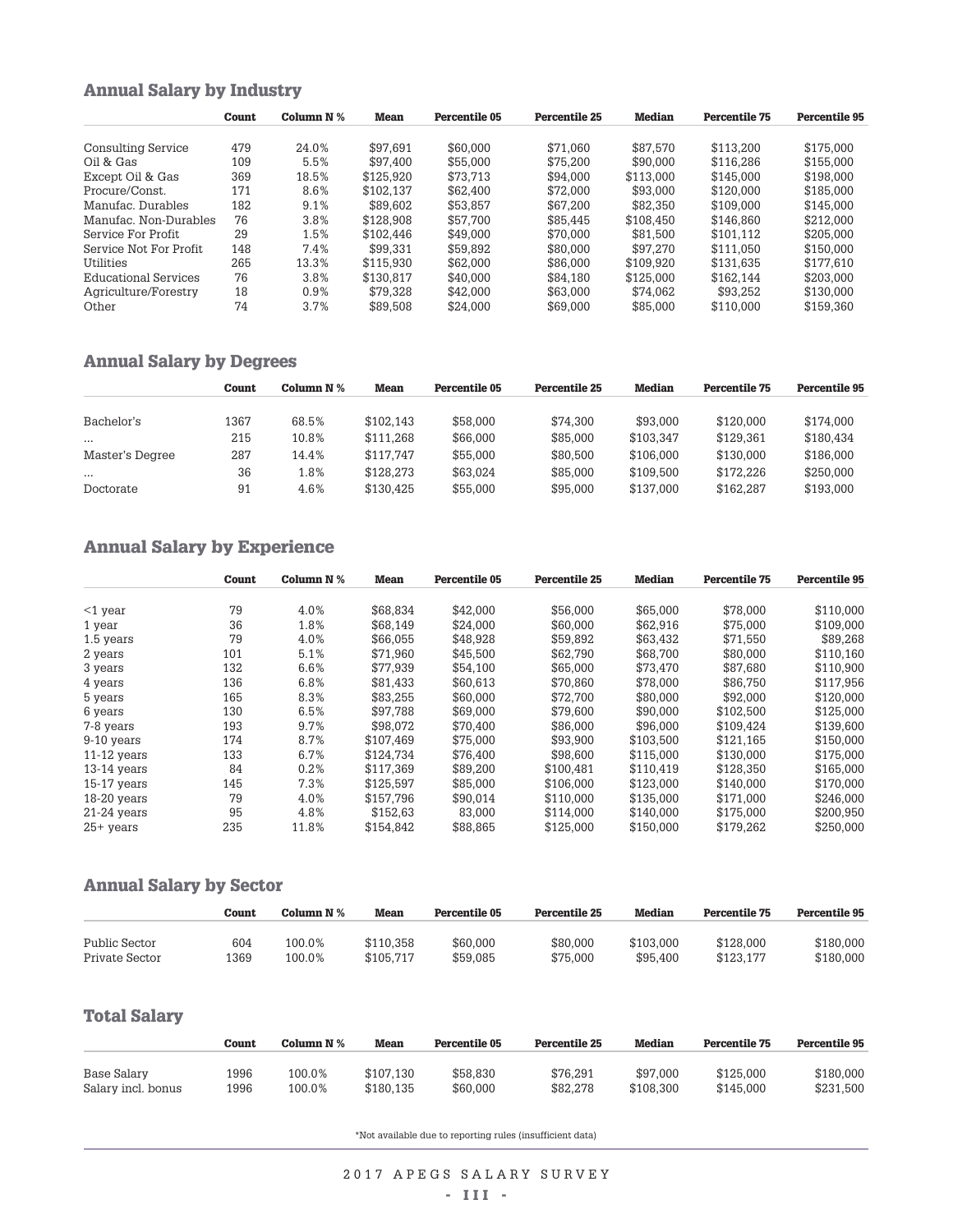## Annual Salary by Industry

| | Count | Column N % | Mean | Percentile 05 | Percentile 25 | Median | Percentile 75 | Percentile 95 |
|---|---|---|---|---|---|---|---|---|
| Consulting Service | 479 | 24.0% | $97,691 | $60,000 | $71,060 | $87,570 | $113,200 | $175,000 |
| Oil & Gas | 109 | 5.5% | $97,400 | $55,000 | $75,200 | $90,000 | $116,286 | $155,000 |
| Except Oil & Gas | 369 | 18.5% | $125,920 | $73,713 | $94,000 | $113,000 | $145,000 | $198,000 |
| Procure/Const. | 171 | 8.6% | $102,137 | $62,400 | $72,000 | $93,000 | $120,000 | $185,000 |
| Manufac. Durables | 182 | 9.1% | $89,602 | $53,857 | $67,200 | $82,350 | $109,000 | $145,000 |
| Manufac. Non-Durables | 76 | 3.8% | $128,908 | $57,700 | $85,445 | $108,450 | $146,860 | $212,000 |
| Service For Profit | 29 | 1.5% | $102,446 | $49,000 | $70,000 | $81,500 | $101,112 | $205,000 |
| Service Not For Profit | 148 | 7.4% | $99,331 | $59,892 | $80,000 | $97,270 | $111,050 | $150,000 |
| Utilities | 265 | 13.3% | $115,930 | $62,000 | $86,000 | $109,920 | $131,635 | $177,610 |
| Educational Services | 76 | 3.8% | $130,817 | $40,000 | $84,180 | $125,000 | $162,144 | $203,000 |
| Agriculture/Forestry | 18 | 0.9% | $79,328 | $42,000 | $63,000 | $74,062 | $93,252 | $130,000 |
| Other | 74 | 3.7% | $89,508 | $24,000 | $69,000 | $85,000 | $110,000 | $159,360 |

## Annual Salary by Degrees

| | Count | Column N % | Mean | Percentile 05 | Percentile 25 | Median | Percentile 75 | Percentile 95 |
|---|---|---|---|---|---|---|---|---|
| Bachelor's | 1367 | 68.5% | $102,143 | $58,000 | $74,300 | $93,000 | $120,000 | $174,000 |
| ... | 215 | 10.8% | $111,268 | $66,000 | $85,000 | $103,347 | $129,361 | $180,434 |
| Master's Degree | 287 | 14.4% | $117,747 | $55,000 | $80,500 | $106,000 | $130,000 | $186,000 |
| ... | 36 | 1.8% | $128,273 | $63,024 | $85,000 | $109,500 | $172,226 | $250,000 |
| Doctorate | 91 | 4.6% | $130,425 | $55,000 | $95,000 | $137,000 | $162,287 | $193,000 |

## Annual Salary by Experience

| | Count | Column N % | Mean | Percentile 05 | Percentile 25 | Median | Percentile 75 | Percentile 95 |
|---|---|---|---|---|---|---|---|---|
| <1 year | 79 | 4.0% | $68,834 | $42,000 | $56,000 | $65,000 | $78,000 | $110,000 |
| 1 year | 36 | 1.8% | $68,149 | $24,000 | $60,000 | $62,916 | $75,000 | $109,000 |
| 1.5 years | 79 | 4.0% | $66,055 | $48,928 | $59,892 | $63,432 | $71,550 | $89,268 |
| 2 years | 101 | 5.1% | $71,960 | $45,500 | $62,790 | $68,700 | $80,000 | $110,160 |
| 3 years | 132 | 6.6% | $77,939 | $54,100 | $65,000 | $73,470 | $87,680 | $110,900 |
| 4 years | 136 | 6.8% | $81,433 | $60,613 | $70,860 | $78,000 | $86,750 | $117,956 |
| 5 years | 165 | 8.3% | $83,255 | $60,000 | $72,700 | $80,000 | $92,000 | $120,000 |
| 6 years | 130 | 6.5% | $97,788 | $69,000 | $79,600 | $90,000 | $102,500 | $125,000 |
| 7-8 years | 193 | 9.7% | $98,072 | $70,400 | $86,000 | $96,000 | $109,424 | $139,600 |
| 9-10 years | 174 | 8.7% | $107,469 | $75,000 | $93,900 | $103,500 | $121,165 | $150,000 |
| 11-12 years | 133 | 6.7% | $124,734 | $76,400 | $98,600 | $115,000 | $130,000 | $175,000 |
| 13-14 years | 84 | 0.2% | $117,369 | $89,200 | $100,481 | $110,419 | $128,350 | $165,000 |
| 15-17 years | 145 | 7.3% | $125,597 | $85,000 | $106,000 | $123,000 | $140,000 | $170,000 |
| 18-20 years | 79 | 4.0% | $157,796 | $90,014 | $110,000 | $135,000 | $171,000 | $246,000 |
| 21-24 years | 95 | 4.8% | $152,63 | 83,000 | $114,000 | $140,000 | $175,000 | $200,950 |
| 25+ years | 235 | 11.8% | $154,842 | $88,865 | $125,000 | $150,000 | $179,262 | $250,000 |

## Annual Salary by Sector

| | Count | Column N % | Mean | Percentile 05 | Percentile 25 | Median | Percentile 75 | Percentile 95 |
|---|---|---|---|---|---|---|---|---|
| Public Sector | 604 | 100.0% | $110,358 | $60,000 | $80,000 | $103,000 | $128,000 | $180,000 |
| Private Sector | 1369 | 100.0% | $105,717 | $59,085 | $75,000 | $95,400 | $123,177 | $180,000 |

## Total Salary

| | Count | Column N % | Mean | Percentile 05 | Percentile 25 | Median | Percentile 75 | Percentile 95 |
|---|---|---|---|---|---|---|---|---|
| Base Salary | 1996 | 100.0% | $107,130 | $58,830 | $76,291 | $97,000 | $125,000 | $180,000 |
| Salary incl. bonus | 1996 | 100.0% | $180,135 | $60,000 | $82,278 | $108,300 | $145,000 | $231,500 |

*Not available due to reporting rules (insufficient data)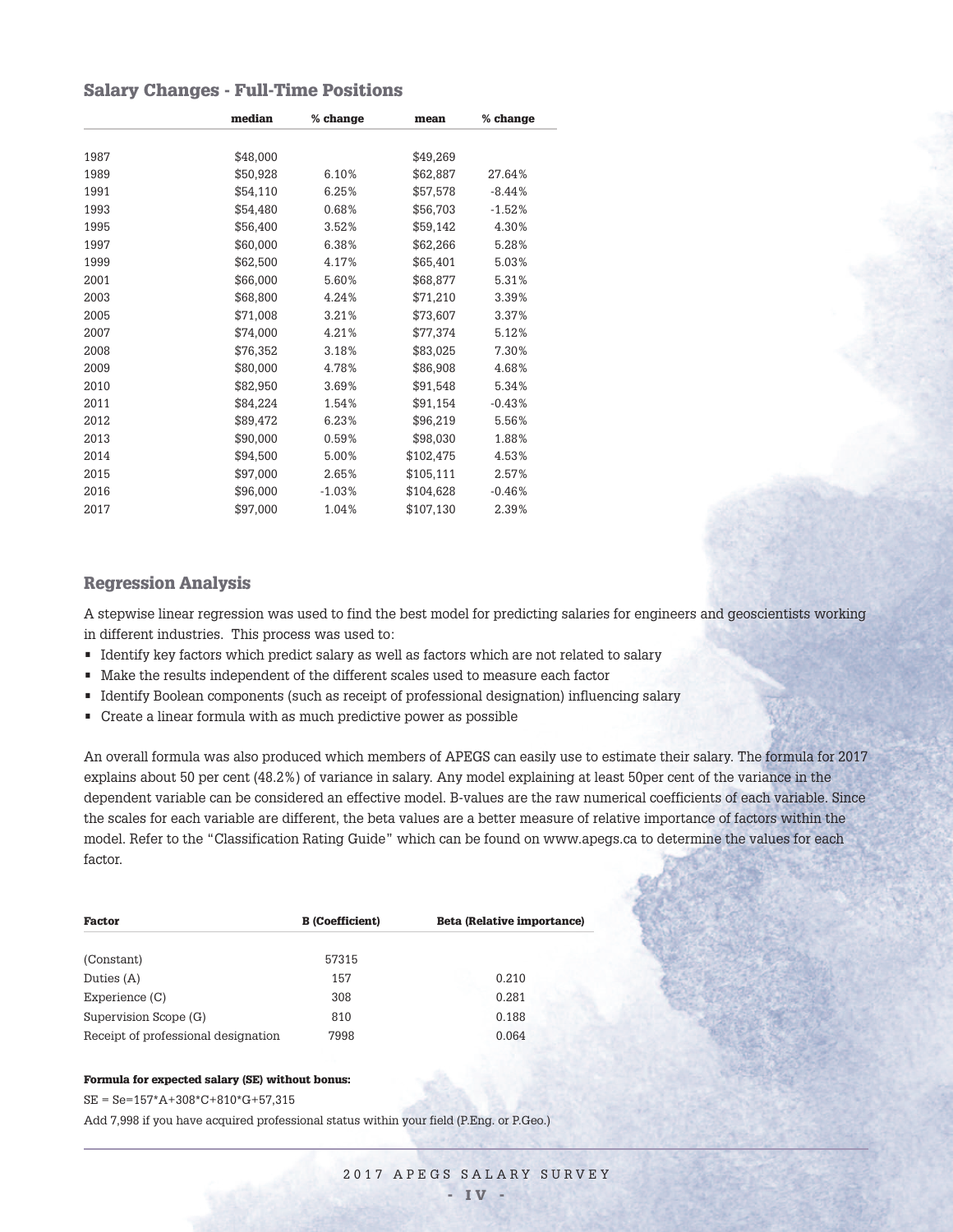## Salary Changes - Full-Time Positions

| | median | % change | mean | % change |
|---|---|---|---|---|
| 1987 | $48,000 | | $49,269 | |
| 1989 | $50,928 | 6.10% | $62,887 | 27.64% |
| 1991 | $54,110 | 6.25% | $57,578 | -8.44% |
| 1993 | $54,480 | 0.68% | $56,703 | -1.52% |
| 1995 | $56,400 | 3.52% | $59,142 | 4.30% |
| 1997 | $60,000 | 6.38% | $62,266 | 5.28% |
| 1999 | $62,500 | 4.17% | $65,401 | 5.03% |
| 2001 | $66,000 | 5.60% | $68,877 | 5.31% |
| 2003 | $68,800 | 4.24% | $71,210 | 3.39% |
| 2005 | $71,008 | 3.21% | $73,607 | 3.37% |
| 2007 | $74,000 | 4.21% | $77,374 | 5.12% |
| 2008 | $76,352 | 3.18% | $83,025 | 7.30% |
| 2009 | $80,000 | 4.78% | $86,908 | 4.68% |
| 2010 | $82,950 | 3.69% | $91,548 | 5.34% |
| 2011 | $84,224 | 1.54% | $91,154 | -0.43% |
| 2012 | $89,472 | 6.23% | $96,219 | 5.56% |
| 2013 | $90,000 | 0.59% | $98,030 | 1.88% |
| 2014 | $94,500 | 5.00% | $102,475 | 4.53% |
| 2015 | $97,000 | 2.65% | $105,111 | 2.57% |
| 2016 | $96,000 | -1.03% | $104,628 | -0.46% |
| 2017 | $97,000 | 1.04% | $107,130 | 2.39% |

## Regression Analysis

A stepwise linear regression was used to find the best model for predicting salaries for engineers and geoscientists working in different industries. This process was used to:

- Identify key factors which predict salary as well as factors which are not related to salary
- Make the results independent of the different scales used to measure each factor
- Identify Boolean components (such as receipt of professional designation) influencing salary
- Create a linear formula with as much predictive power as possible

An overall formula was also produced which members of APEGS can easily use to estimate their salary. The formula for 2017 explains about 50 per cent (48.2%) of variance in salary. Any model explaining at least 50per cent of the variance in the dependent variable can be considered an effective model. B-values are the raw numerical coefficients of each variable. Since the scales for each variable are different, the beta values are a better measure of relative importance of factors within the model. Refer to the "Classification Rating Guide" which can be found on www.apegs.ca to determine the values for each factor.

| Factor | B (Coefficient) | Beta (Relative importance) |
|---|---|---|
| (Constant) | 57315 | |
| Duties (A) | 157 | 0.210 |
| Experience (C) | 308 | 0.281 |
| Supervision Scope (G) | 810 | 0.188 |
| Receipt of professional designation | 7998 | 0.064 |

**Formula for expected salary (SE) without bonus:**

SE = Se=157*A+308*C+810*G+57,315

Add 7,998 if you have acquired professional status within your field (P.Eng. or P.Geo.)